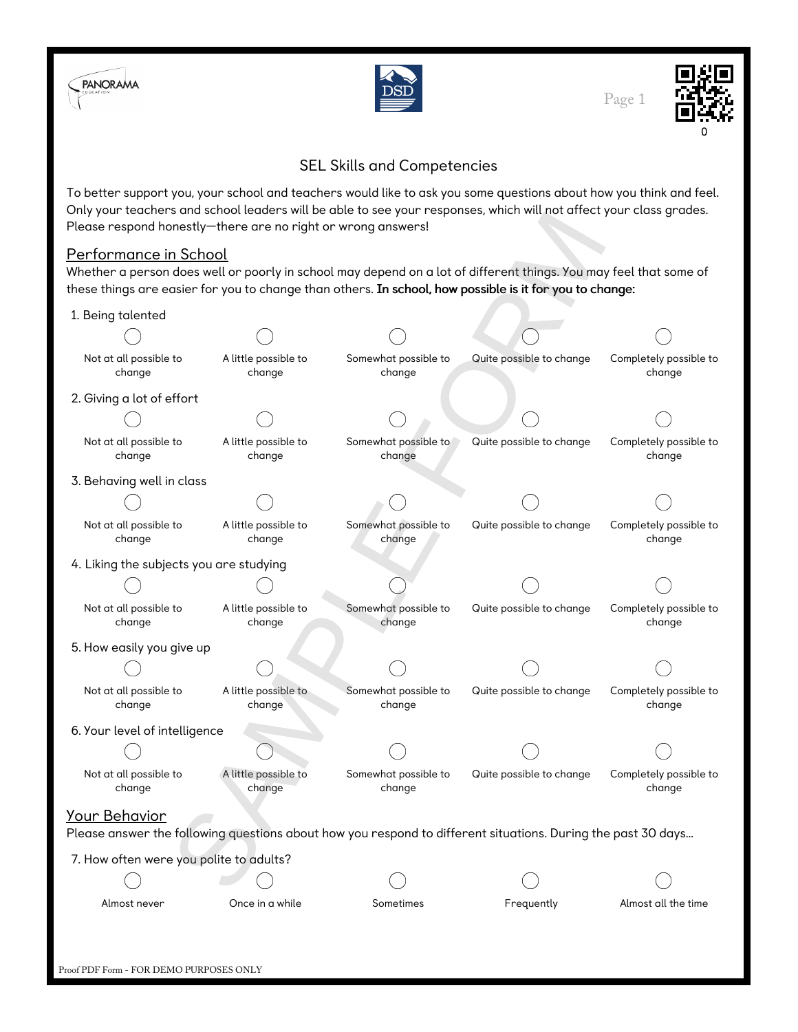# SEL Skills and Competencies

To better support you, your school and teachers would like to ask you some questions about how you think and feel. Only your teachers and school leaders will be able to see your responses, which will not affect your class grades. Please respond honestly—there are no right or wrong answers!

## Performance in School

Whether a person does well or poorly in school may depend on a lot of different things. You may feel that some of these things are easier for you to change than others. **In school, how possible is it for you to change:**

1. Being talented

◯ Not at all possible to change  ◯ A little possible to change  ◯ Somewhat possible to change  ◯ Quite possible to change  ◯ Completely possible to change

2. Giving a lot of effort

◯ Not at all possible to change  ◯ A little possible to change  ◯ Somewhat possible to change  ◯ Quite possible to change  ◯ Completely possible to change

3. Behaving well in class

◯ Not at all possible to change  ◯ A little possible to change  ◯ Somewhat possible to change  ◯ Quite possible to change  ◯ Completely possible to change

4. Liking the subjects you are studying

◯ Not at all possible to change  ◯ A little possible to change  ◯ Somewhat possible to change  ◯ Quite possible to change  ◯ Completely possible to change

5. How easily you give up

◯ Not at all possible to change  ◯ A little possible to change  ◯ Somewhat possible to change  ◯ Quite possible to change  ◯ Completely possible to change

6. Your level of intelligence

◯ Not at all possible to change  ◯ A little possible to change  ◯ Somewhat possible to change  ◯ Quite possible to change  ◯ Completely possible to change

## Your Behavior

Please answer the following questions about how you respond to different situations. During the past 30 days...

7. How often were you polite to adults?

◯ Almost never  ◯ Once in a while  ◯ Sometimes  ◯ Frequently  ◯ Almost all the time

Proof PDF Form - FOR DEMO PURPOSES ONLY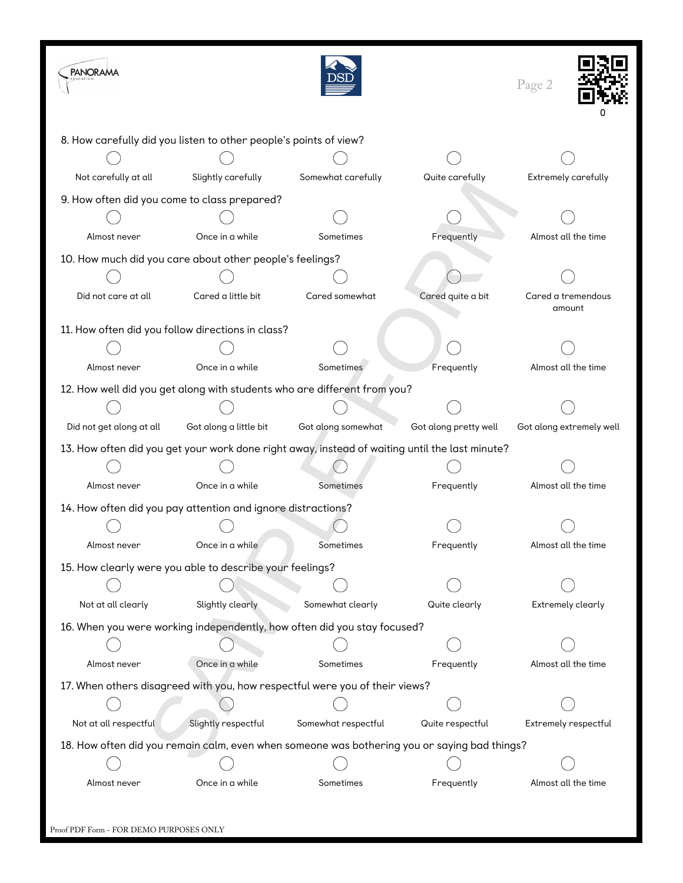8. How carefully did you listen to other people's points of view?

- ◯ Not carefully at all
- ◯ Slightly carefully
- ◯ Somewhat carefully
- ◯ Quite carefully
- ◯ Extremely carefully

9. How often did you come to class prepared?

- ◯ Almost never
- ◯ Once in a while
- ◯ Sometimes
- ◯ Frequently
- ◯ Almost all the time

10. How much did you care about other people's feelings?

- ◯ Did not care at all
- ◯ Cared a little bit
- ◯ Cared somewhat
- ◯ Cared quite a bit
- ◯ Cared a tremendous amount

11. How often did you follow directions in class?

- ◯ Almost never
- ◯ Once in a while
- ◯ Sometimes
- ◯ Frequently
- ◯ Almost all the time

12. How well did you get along with students who are different from you?

- ◯ Did not get along at all
- ◯ Got along a little bit
- ◯ Got along somewhat
- ◯ Got along pretty well
- ◯ Got along extremely well

13. How often did you get your work done right away, instead of waiting until the last minute?

- ◯ Almost never
- ◯ Once in a while
- ◯ Sometimes
- ◯ Frequently
- ◯ Almost all the time

14. How often did you pay attention and ignore distractions?

- ◯ Almost never
- ◯ Once in a while
- ◯ Sometimes
- ◯ Frequently
- ◯ Almost all the time

15. How clearly were you able to describe your feelings?

- ◯ Not at all clearly
- ◯ Slightly clearly
- ◯ Somewhat clearly
- ◯ Quite clearly
- ◯ Extremely clearly

16. When you were working independently, how often did you stay focused?

- ◯ Almost never
- ◯ Once in a while
- ◯ Sometimes
- ◯ Frequently
- ◯ Almost all the time

17. When others disagreed with you, how respectful were you of their views?

- ◯ Not at all respectful
- ◯ Slightly respectful
- ◯ Somewhat respectful
- ◯ Quite respectful
- ◯ Extremely respectful

18. How often did you remain calm, even when someone was bothering you or saying bad things?

- ◯ Almost never
- ◯ Once in a while
- ◯ Sometimes
- ◯ Frequently
- ◯ Almost all the time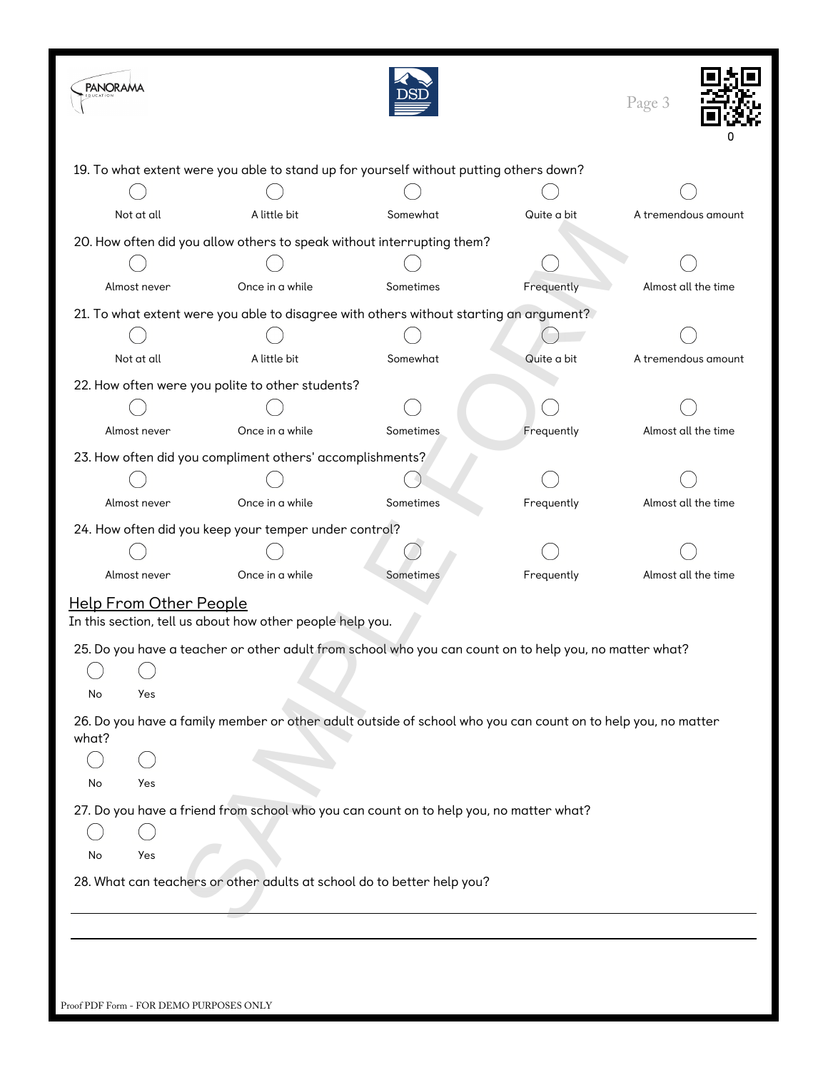19. To what extent were you able to stand up for yourself without putting others down?

◯ Not at all ◯ A little bit ◯ Somewhat ◯ Quite a bit ◯ A tremendous amount

20. How often did you allow others to speak without interrupting them?

◯ Almost never ◯ Once in a while ◯ Sometimes ◯ Frequently ◯ Almost all the time

21. To what extent were you able to disagree with others without starting an argument?

◯ Not at all ◯ A little bit ◯ Somewhat ◯ Quite a bit ◯ A tremendous amount

22. How often were you polite to other students?

◯ Almost never ◯ Once in a while ◯ Sometimes ◯ Frequently ◯ Almost all the time

23. How often did you compliment others' accomplishments?

◯ Almost never ◯ Once in a while ◯ Sometimes ◯ Frequently ◯ Almost all the time

24. How often did you keep your temper under control?

◯ Almost never ◯ Once in a while ◯ Sometimes ◯ Frequently ◯ Almost all the time

## Help From Other People

In this section, tell us about how other people help you.

25. Do you have a teacher or other adult from school who you can count on to help you, no matter what?

◯ No ◯ Yes

26. Do you have a family member or other adult outside of school who you can count on to help you, no matter what?

◯ No ◯ Yes

27. Do you have a friend from school who you can count on to help you, no matter what?

◯ No ◯ Yes

28. What can teachers or other adults at school do to better help you?

\_\_\_\_\_\_\_\_\_\_\_\_\_\_\_\_\_\_\_\_\_\_\_\_\_\_\_\_\_\_\_\_\_\_\_\_\_\_\_\_

\_\_\_\_\_\_\_\_\_\_\_\_\_\_\_\_\_\_\_\_\_\_\_\_\_\_\_\_\_\_\_\_\_\_\_\_\_\_\_\_

Proof PDF Form - FOR DEMO PURPOSES ONLY